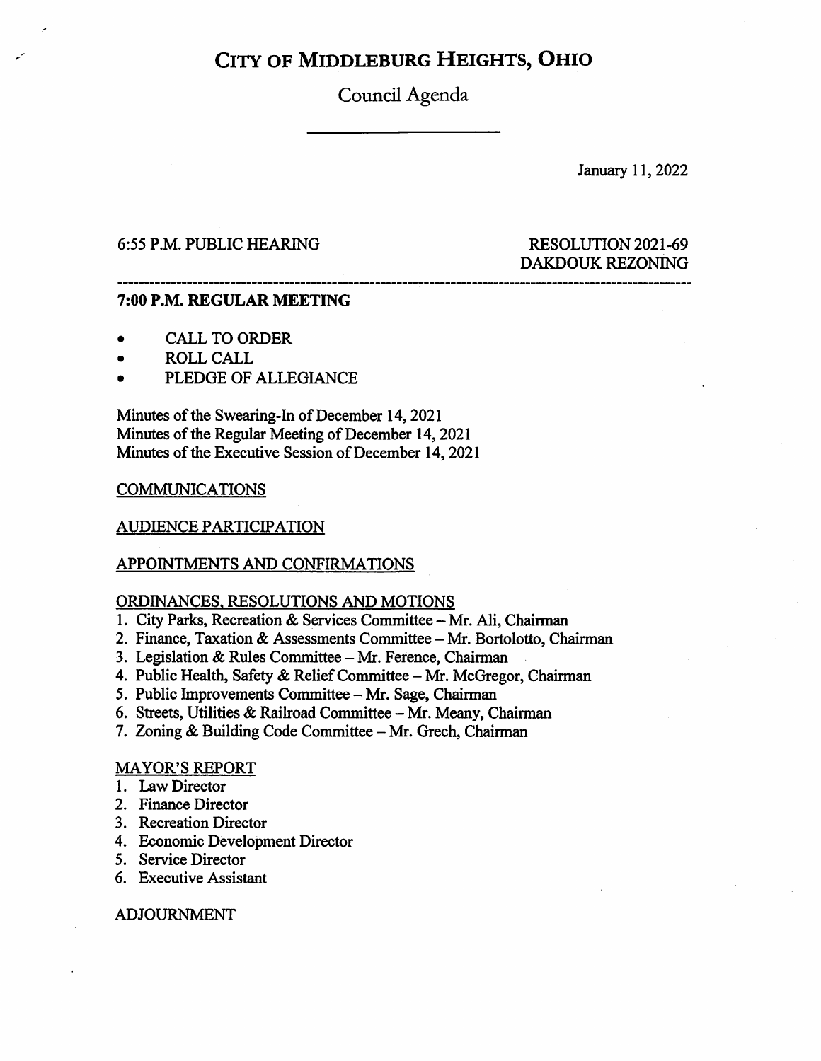# CITY OF MIDDLEBURG HEIGHTS, OHIO

## Council Agenda

January 11, 2022

6:55 P.M. PUBLIC HEARING — RESOLUTION 2021-69 DAKDOUK REZONING

---

**7:00 P.M. REGULAR MEETING**

- CALL TO ORDER
- ROLL CALL
- PLEDGE OF ALLEGIANCE

Minutes of the Swearing-In of December 14, 2021
Minutes of the Regular Meeting of December 14, 2021
Minutes of the Executive Session of December 14, 2021

COMMUNICATIONS

AUDIENCE PARTICIPATION

APPOINTMENTS AND CONFIRMATIONS

ORDINANCES, RESOLUTIONS AND MOTIONS

1. City Parks, Recreation & Services Committee – Mr. Ali, Chairman
2. Finance, Taxation & Assessments Committee – Mr. Bortolotto, Chairman
3. Legislation & Rules Committee – Mr. Ference, Chairman
4. Public Health, Safety & Relief Committee – Mr. McGregor, Chairman
5. Public Improvements Committee – Mr. Sage, Chairman
6. Streets, Utilities & Railroad Committee – Mr. Meany, Chairman
7. Zoning & Building Code Committee – Mr. Grech, Chairman

MAYOR'S REPORT

1. Law Director
2. Finance Director
3. Recreation Director
4. Economic Development Director
5. Service Director
6. Executive Assistant

ADJOURNMENT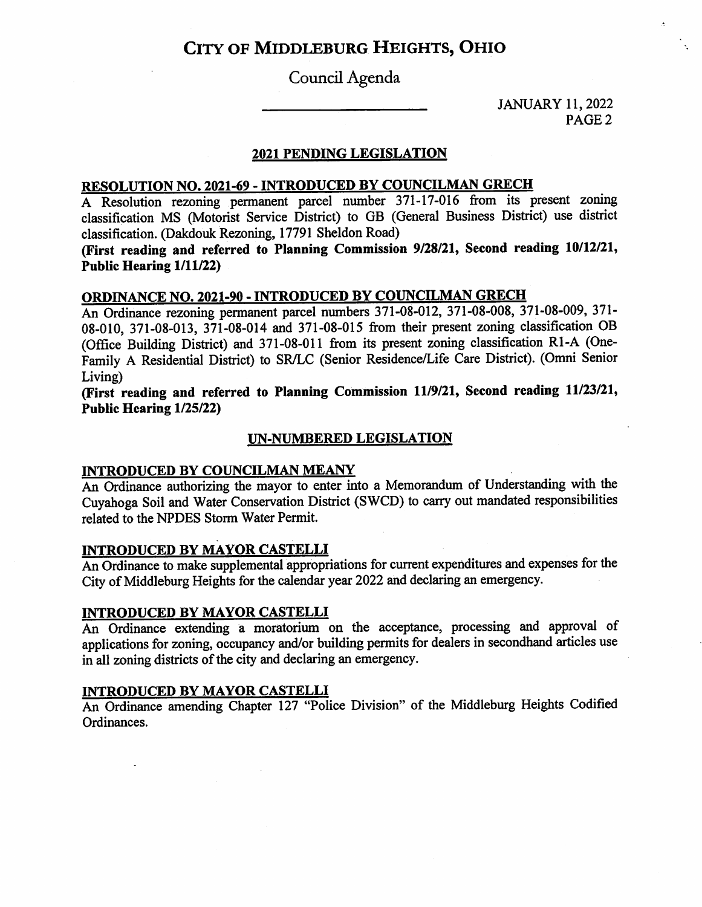# CITY OF MIDDLEBURG HEIGHTS, OHIO

## Council Agenda

JANUARY 11, 2022

## 2021 PENDING LEGISLATION

### RESOLUTION NO. 2021-69 - INTRODUCED BY COUNCILMAN GRECH

A Resolution rezoning permanent parcel number 371-17-016 from its present zoning classification MS (Motorist Service District) to GB (General Business District) use district classification. (Dakdouk Rezoning, 17791 Sheldon Road)

**(First reading and referred to Planning Commission 9/28/21, Second reading 10/12/21, Public Hearing 1/11/22)**

### ORDINANCE NO. 2021-90 - INTRODUCED BY COUNCILMAN GRECH

An Ordinance rezoning permanent parcel numbers 371-08-012, 371-08-008, 371-08-009, 371-08-010, 371-08-013, 371-08-014 and 371-08-015 from their present zoning classification OB (Office Building District) and 371-08-011 from its present zoning classification R1-A (One-Family A Residential District) to SR/LC (Senior Residence/Life Care District). (Omni Senior Living)

**(First reading and referred to Planning Commission 11/9/21, Second reading 11/23/21, Public Hearing 1/25/22)**

## UN-NUMBERED LEGISLATION

### INTRODUCED BY COUNCILMAN MEANY

An Ordinance authorizing the mayor to enter into a Memorandum of Understanding with the Cuyahoga Soil and Water Conservation District (SWCD) to carry out mandated responsibilities related to the NPDES Storm Water Permit.

### INTRODUCED BY MAYOR CASTELLI

An Ordinance to make supplemental appropriations for current expenditures and expenses for the City of Middleburg Heights for the calendar year 2022 and declaring an emergency.

### INTRODUCED BY MAYOR CASTELLI

An Ordinance extending a moratorium on the acceptance, processing and approval of applications for zoning, occupancy and/or building permits for dealers in secondhand articles use in all zoning districts of the city and declaring an emergency.

### INTRODUCED BY MAYOR CASTELLI

An Ordinance amending Chapter 127 "Police Division" of the Middleburg Heights Codified Ordinances.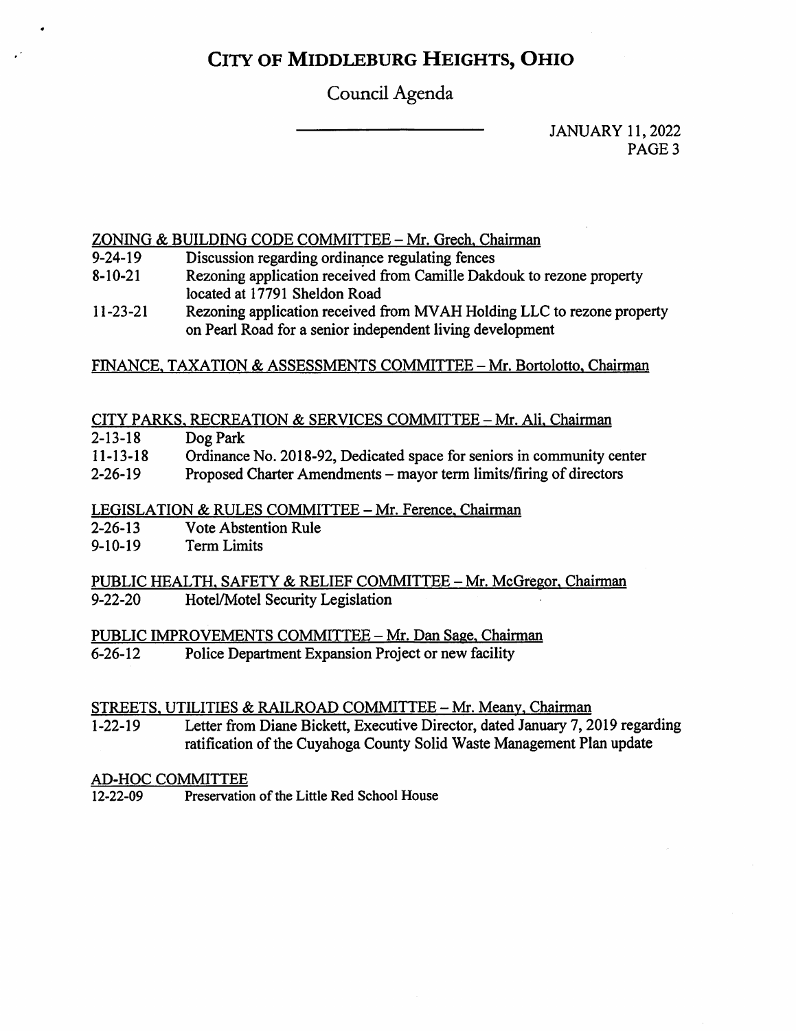# CITY OF MIDDLEBURG HEIGHTS, OHIO

## Council Agenda

JANUARY 11, 2022

ZONING & BUILDING CODE COMMITTEE – Mr. Grech, Chairman

- 9-24-19 Discussion regarding ordinance regulating fences
- 8-10-21 Rezoning application received from Camille Dakdouk to rezone property located at 17791 Sheldon Road
- 11-23-21 Rezoning application received from MVAH Holding LLC to rezone property on Pearl Road for a senior independent living development

FINANCE, TAXATION & ASSESSMENTS COMMITTEE – Mr. Bortolotto, Chairman

CITY PARKS, RECREATION & SERVICES COMMITTEE – Mr. Ali, Chairman

- 2-13-18 Dog Park
- 11-13-18 Ordinance No. 2018-92, Dedicated space for seniors in community center
- 2-26-19 Proposed Charter Amendments – mayor term limits/firing of directors

LEGISLATION & RULES COMMITTEE – Mr. Ference, Chairman

- 2-26-13 Vote Abstention Rule
- 9-10-19 Term Limits

PUBLIC HEALTH, SAFETY & RELIEF COMMITTEE – Mr. McGregor, Chairman

- 9-22-20 Hotel/Motel Security Legislation

PUBLIC IMPROVEMENTS COMMITTEE – Mr. Dan Sage, Chairman

- 6-26-12 Police Department Expansion Project or new facility

STREETS, UTILITIES & RAILROAD COMMITTEE – Mr. Meany, Chairman

- 1-22-19 Letter from Diane Bickett, Executive Director, dated January 7, 2019 regarding ratification of the Cuyahoga County Solid Waste Management Plan update

AD-HOC COMMITTEE

- 12-22-09 Preservation of the Little Red School House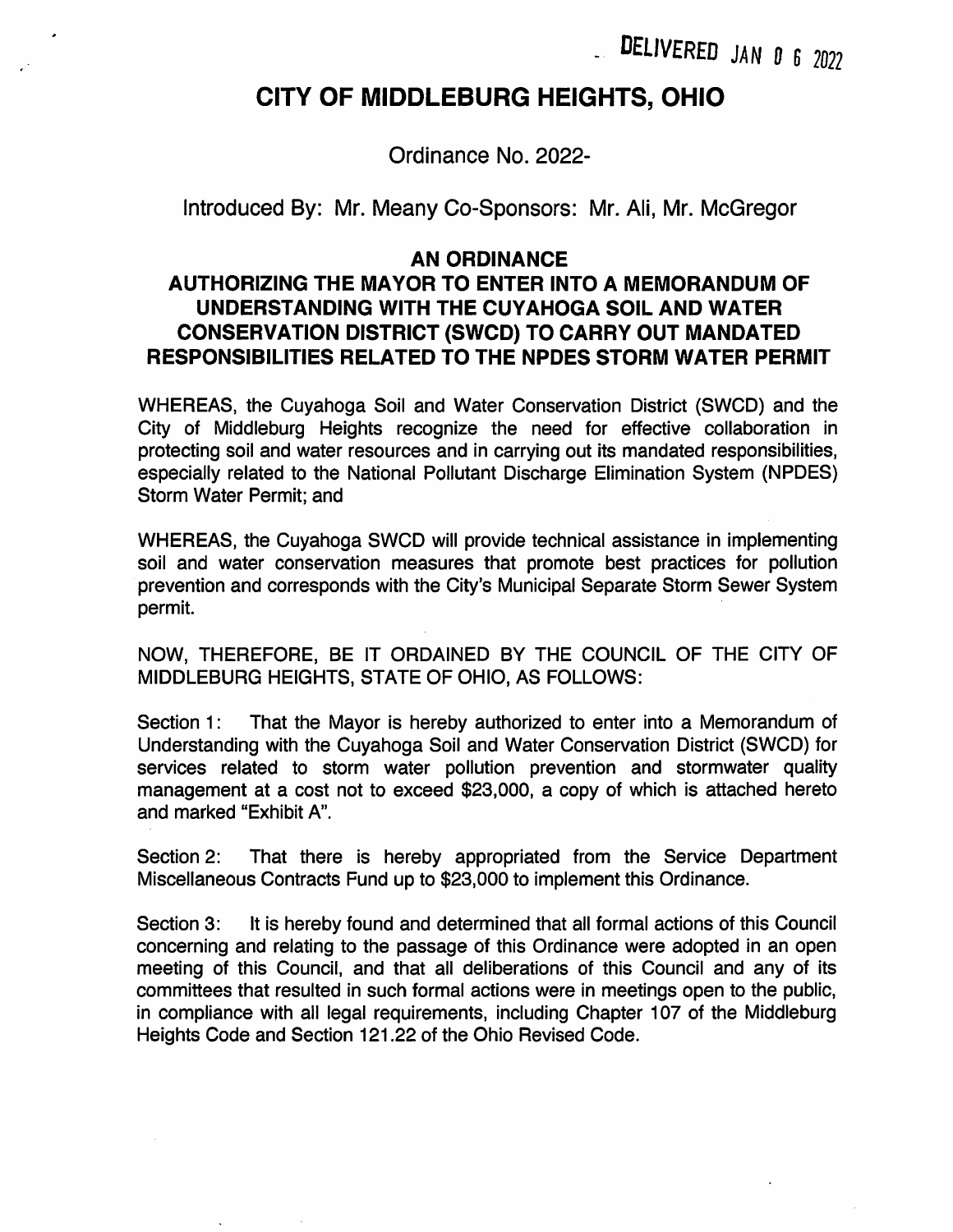DELIVERED JAN 0 6 2022

# CITY OF MIDDLEBURG HEIGHTS, OHIO

Ordinance No. 2022-

Introduced By: Mr. Meany Co-Sponsors: Mr. Ali, Mr. McGregor

## AN ORDINANCE
## AUTHORIZING THE MAYOR TO ENTER INTO A MEMORANDUM OF UNDERSTANDING WITH THE CUYAHOGA SOIL AND WATER CONSERVATION DISTRICT (SWCD) TO CARRY OUT MANDATED RESPONSIBILITIES RELATED TO THE NPDES STORM WATER PERMIT

WHEREAS, the Cuyahoga Soil and Water Conservation District (SWCD) and the City of Middleburg Heights recognize the need for effective collaboration in protecting soil and water resources and in carrying out its mandated responsibilities, especially related to the National Pollutant Discharge Elimination System (NPDES) Storm Water Permit; and

WHEREAS, the Cuyahoga SWCD will provide technical assistance in implementing soil and water conservation measures that promote best practices for pollution prevention and corresponds with the City's Municipal Separate Storm Sewer System permit.

NOW, THEREFORE, BE IT ORDAINED BY THE COUNCIL OF THE CITY OF MIDDLEBURG HEIGHTS, STATE OF OHIO, AS FOLLOWS:

Section 1: That the Mayor is hereby authorized to enter into a Memorandum of Understanding with the Cuyahoga Soil and Water Conservation District (SWCD) for services related to storm water pollution prevention and stormwater quality management at a cost not to exceed $23,000, a copy of which is attached hereto and marked "Exhibit A".

Section 2: That there is hereby appropriated from the Service Department Miscellaneous Contracts Fund up to $23,000 to implement this Ordinance.

Section 3: It is hereby found and determined that all formal actions of this Council concerning and relating to the passage of this Ordinance were adopted in an open meeting of this Council, and that all deliberations of this Council and any of its committees that resulted in such formal actions were in meetings open to the public, in compliance with all legal requirements, including Chapter 107 of the Middleburg Heights Code and Section 121.22 of the Ohio Revised Code.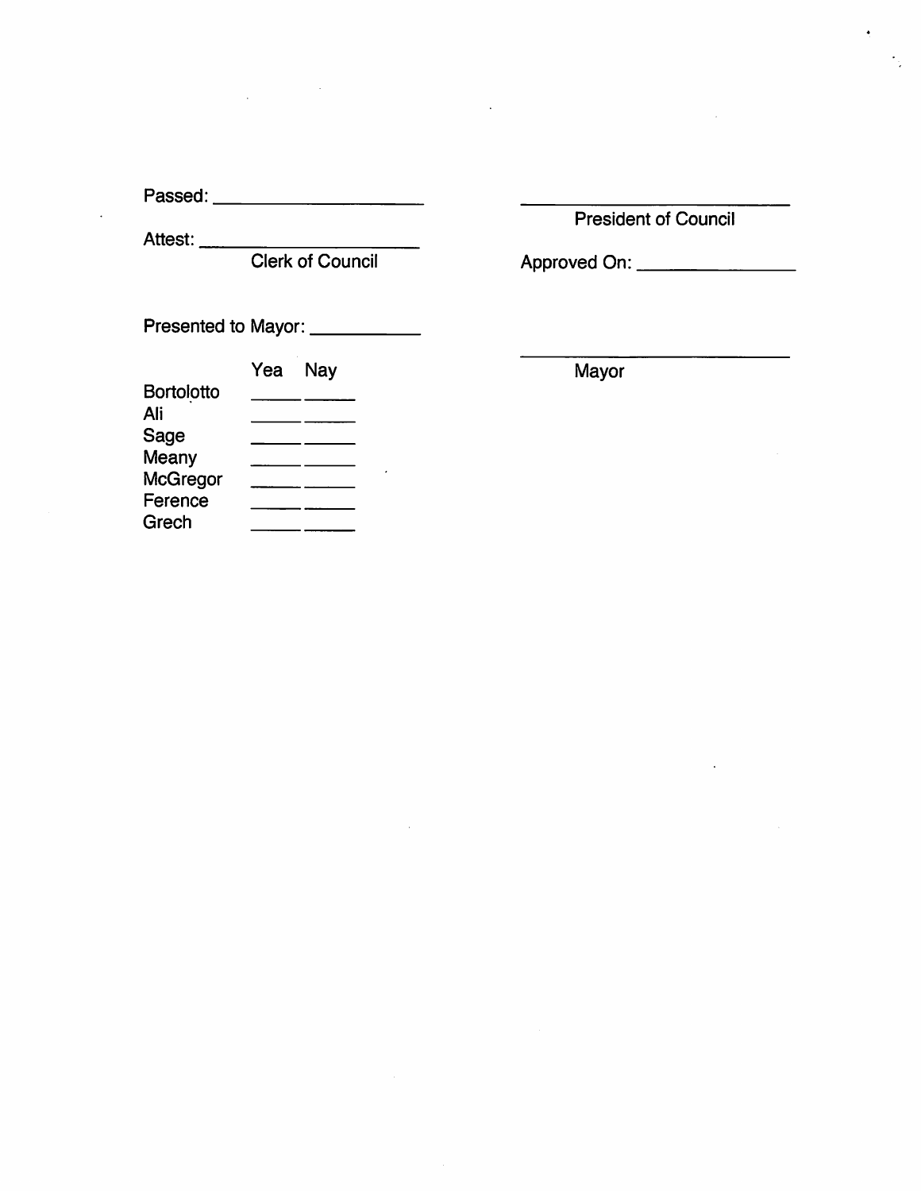Passed: ____________________

Attest: ____________________
Clerk of Council

____________________
President of Council

Approved On: ________________

Presented to Mayor: ___________

____________________
Mayor

| | Yea | Nay |
|---|---|---|
| Bortolotto | _____ | _____ |
| Ali | _____ | _____ |
| Sage | _____ | _____ |
| Meany | _____ | _____ |
| McGregor | _____ | _____ |
| Ference | _____ | _____ |
| Grech | _____ | _____ |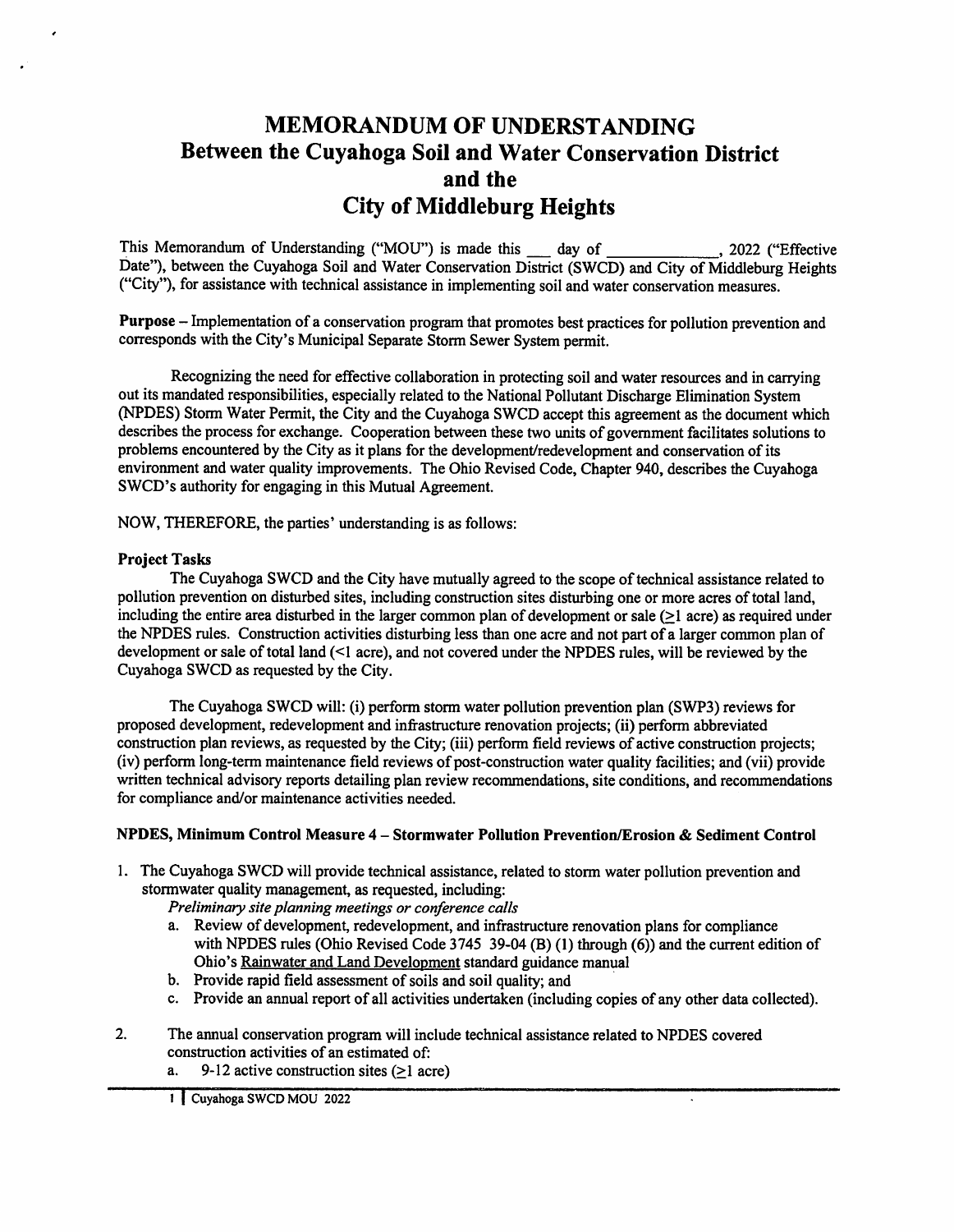# MEMORANDUM OF UNDERSTANDING
## Between the Cuyahoga Soil and Water Conservation District
## and the
## City of Middleburg Heights

This Memorandum of Understanding ("MOU") is made this ___ day of _____________, 2022 ("Effective Date"), between the Cuyahoga Soil and Water Conservation District (SWCD) and City of Middleburg Heights ("City"), for assistance with technical assistance in implementing soil and water conservation measures.

**Purpose** – Implementation of a conservation program that promotes best practices for pollution prevention and corresponds with the City's Municipal Separate Storm Sewer System permit.

Recognizing the need for effective collaboration in protecting soil and water resources and in carrying out its mandated responsibilities, especially related to the National Pollutant Discharge Elimination System (NPDES) Storm Water Permit, the City and the Cuyahoga SWCD accept this agreement as the document which describes the process for exchange. Cooperation between these two units of government facilitates solutions to problems encountered by the City as it plans for the development/redevelopment and conservation of its environment and water quality improvements. The Ohio Revised Code, Chapter 940, describes the Cuyahoga SWCD's authority for engaging in this Mutual Agreement.

NOW, THEREFORE, the parties' understanding is as follows:

**Project Tasks**

The Cuyahoga SWCD and the City have mutually agreed to the scope of technical assistance related to pollution prevention on disturbed sites, including construction sites disturbing one or more acres of total land, including the entire area disturbed in the larger common plan of development or sale (≥1 acre) as required under the NPDES rules. Construction activities disturbing less than one acre and not part of a larger common plan of development or sale of total land (<1 acre), and not covered under the NPDES rules, will be reviewed by the Cuyahoga SWCD as requested by the City.

The Cuyahoga SWCD will: (i) perform storm water pollution prevention plan (SWP3) reviews for proposed development, redevelopment and infrastructure renovation projects; (ii) perform abbreviated construction plan reviews, as requested by the City; (iii) perform field reviews of active construction projects; (iv) perform long-term maintenance field reviews of post-construction water quality facilities; and (vii) provide written technical advisory reports detailing plan review recommendations, site conditions, and recommendations for compliance and/or maintenance activities needed.

**NPDES, Minimum Control Measure 4 – Stormwater Pollution Prevention/Erosion & Sediment Control**

1. The Cuyahoga SWCD will provide technical assistance, related to storm water pollution prevention and stormwater quality management, as requested, including:
   *Preliminary site planning meetings or conference calls*
   a. Review of development, redevelopment, and infrastructure renovation plans for compliance with NPDES rules (Ohio Revised Code 3745 39-04 (B) (1) through (6)) and the current edition of Ohio's Rainwater and Land Development standard guidance manual
   b. Provide rapid field assessment of soils and soil quality; and
   c. Provide an annual report of all activities undertaken (including copies of any other data collected).

2. The annual conservation program will include technical assistance related to NPDES covered construction activities of an estimated of:
   a. 9-12 active construction sites (≥1 acre)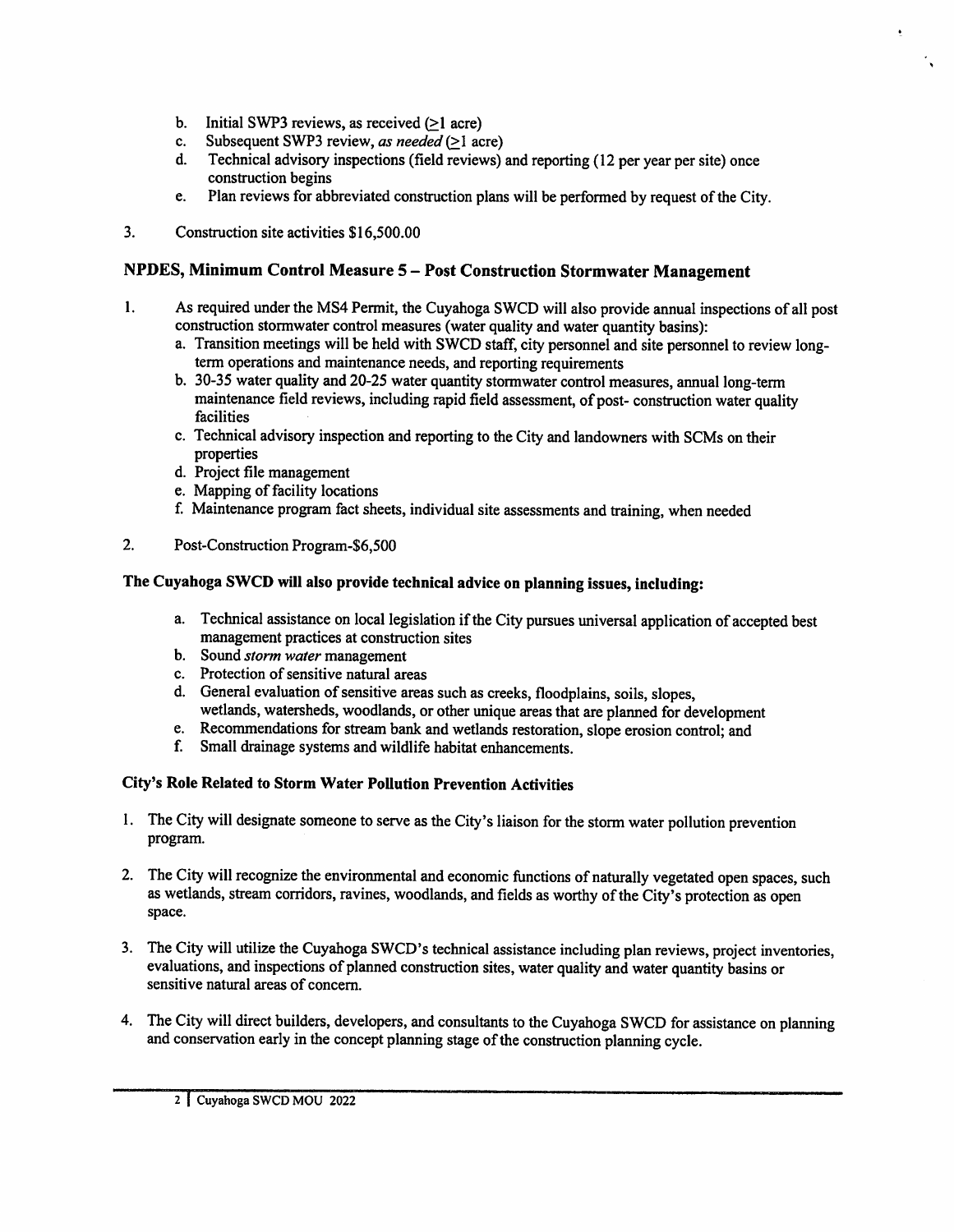b. Initial SWP3 reviews, as received ($\geq$1 acre)
c. Subsequent SWP3 review, *as needed* ($\geq$1 acre)
d. Technical advisory inspections (field reviews) and reporting (12 per year per site) once construction begins
e. Plan reviews for abbreviated construction plans will be performed by request of the City.

3. Construction site activities $16,500.00

## NPDES, Minimum Control Measure 5 – Post Construction Stormwater Management

1. As required under the MS4 Permit, the Cuyahoga SWCD will also provide annual inspections of all post construction stormwater control measures (water quality and water quantity basins):
   a. Transition meetings will be held with SWCD staff, city personnel and site personnel to review long-term operations and maintenance needs, and reporting requirements
   b. 30-35 water quality and 20-25 water quantity stormwater control measures, annual long-term maintenance field reviews, including rapid field assessment, of post- construction water quality facilities
   c. Technical advisory inspection and reporting to the City and landowners with SCMs on their properties
   d. Project file management
   e. Mapping of facility locations
   f. Maintenance program fact sheets, individual site assessments and training, when needed

2. Post-Construction Program-$6,500

### The Cuyahoga SWCD will also provide technical advice on planning issues, including:

a. Technical assistance on local legislation if the City pursues universal application of accepted best management practices at construction sites
b. Sound *storm water* management
c. Protection of sensitive natural areas
d. General evaluation of sensitive areas such as creeks, floodplains, soils, slopes, wetlands, watersheds, woodlands, or other unique areas that are planned for development
e. Recommendations for stream bank and wetlands restoration, slope erosion control; and
f. Small drainage systems and wildlife habitat enhancements.

### City's Role Related to Storm Water Pollution Prevention Activities

1. The City will designate someone to serve as the City's liaison for the storm water pollution prevention program.

2. The City will recognize the environmental and economic functions of naturally vegetated open spaces, such as wetlands, stream corridors, ravines, woodlands, and fields as worthy of the City's protection as open space.

3. The City will utilize the Cuyahoga SWCD's technical assistance including plan reviews, project inventories, evaluations, and inspections of planned construction sites, water quality and water quantity basins or sensitive natural areas of concern.

4. The City will direct builders, developers, and consultants to the Cuyahoga SWCD for assistance on planning and conservation early in the concept planning stage of the construction planning cycle.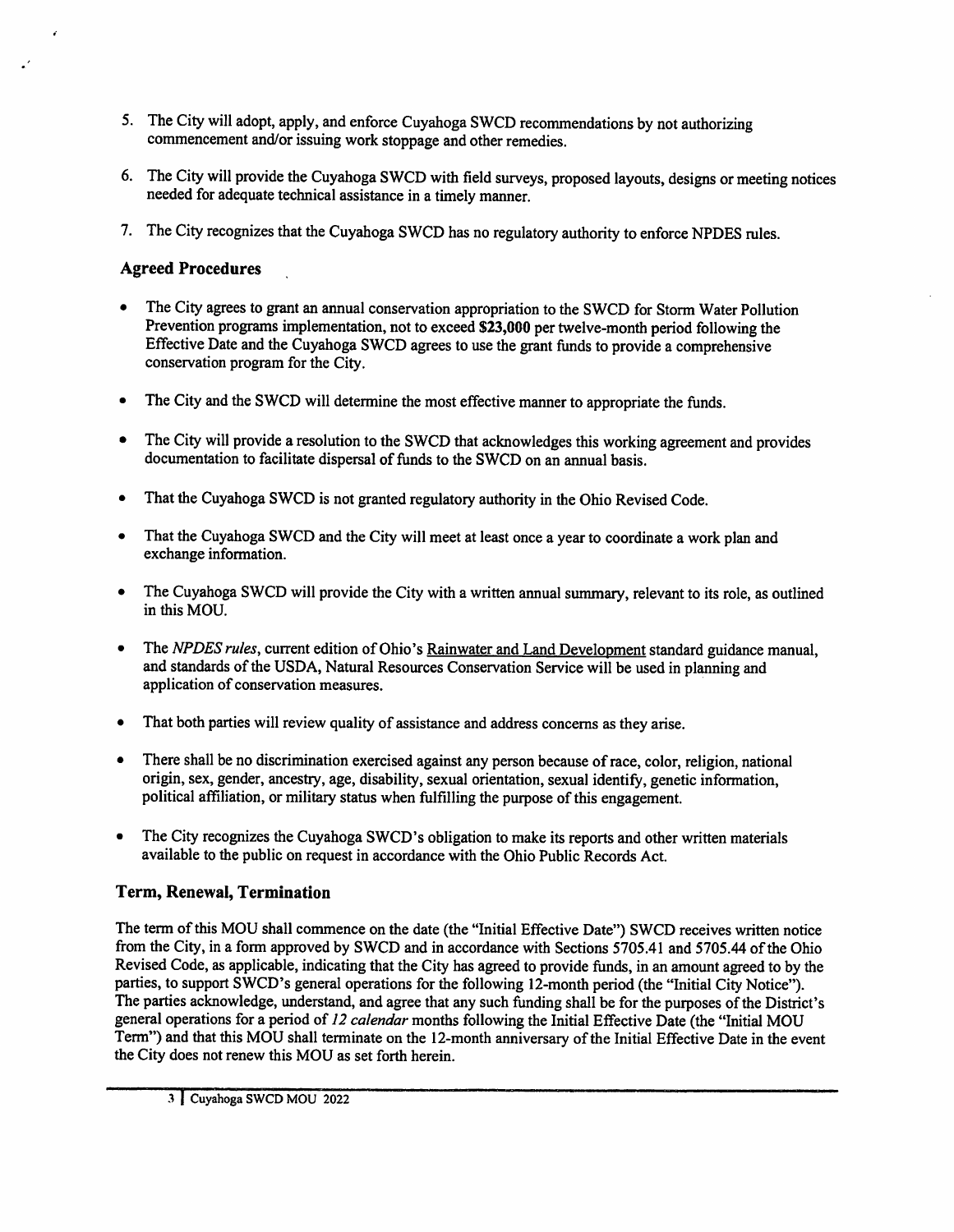5. The City will adopt, apply, and enforce Cuyahoga SWCD recommendations by not authorizing commencement and/or issuing work stoppage and other remedies.

6. The City will provide the Cuyahoga SWCD with field surveys, proposed layouts, designs or meeting notices needed for adequate technical assistance in a timely manner.

7. The City recognizes that the Cuyahoga SWCD has no regulatory authority to enforce NPDES rules.

## Agreed Procedures

- The City agrees to grant an annual conservation appropriation to the SWCD for Storm Water Pollution Prevention programs implementation, not to exceed **$23,000** per twelve-month period following the Effective Date and the Cuyahoga SWCD agrees to use the grant funds to provide a comprehensive conservation program for the City.

- The City and the SWCD will determine the most effective manner to appropriate the funds.

- The City will provide a resolution to the SWCD that acknowledges this working agreement and provides documentation to facilitate dispersal of funds to the SWCD on an annual basis.

- That the Cuyahoga SWCD is not granted regulatory authority in the Ohio Revised Code.

- That the Cuyahoga SWCD and the City will meet at least once a year to coordinate a work plan and exchange information.

- The Cuyahoga SWCD will provide the City with a written annual summary, relevant to its role, as outlined in this MOU.

- The *NPDES rules*, current edition of Ohio's Rainwater and Land Development standard guidance manual, and standards of the USDA, Natural Resources Conservation Service will be used in planning and application of conservation measures.

- That both parties will review quality of assistance and address concerns as they arise.

- There shall be no discrimination exercised against any person because of race, color, religion, national origin, sex, gender, ancestry, age, disability, sexual orientation, sexual identify, genetic information, political affiliation, or military status when fulfilling the purpose of this engagement.

- The City recognizes the Cuyahoga SWCD's obligation to make its reports and other written materials available to the public on request in accordance with the Ohio Public Records Act.

## Term, Renewal, Termination

The term of this MOU shall commence on the date (the "Initial Effective Date") SWCD receives written notice from the City, in a form approved by SWCD and in accordance with Sections 5705.41 and 5705.44 of the Ohio Revised Code, as applicable, indicating that the City has agreed to provide funds, in an amount agreed to by the parties, to support SWCD's general operations for the following 12-month period (the "Initial City Notice"). The parties acknowledge, understand, and agree that any such funding shall be for the purposes of the District's general operations for a period of *12 calendar* months following the Initial Effective Date (the "Initial MOU Term") and that this MOU shall terminate on the 12-month anniversary of the Initial Effective Date in the event the City does not renew this MOU as set forth herein.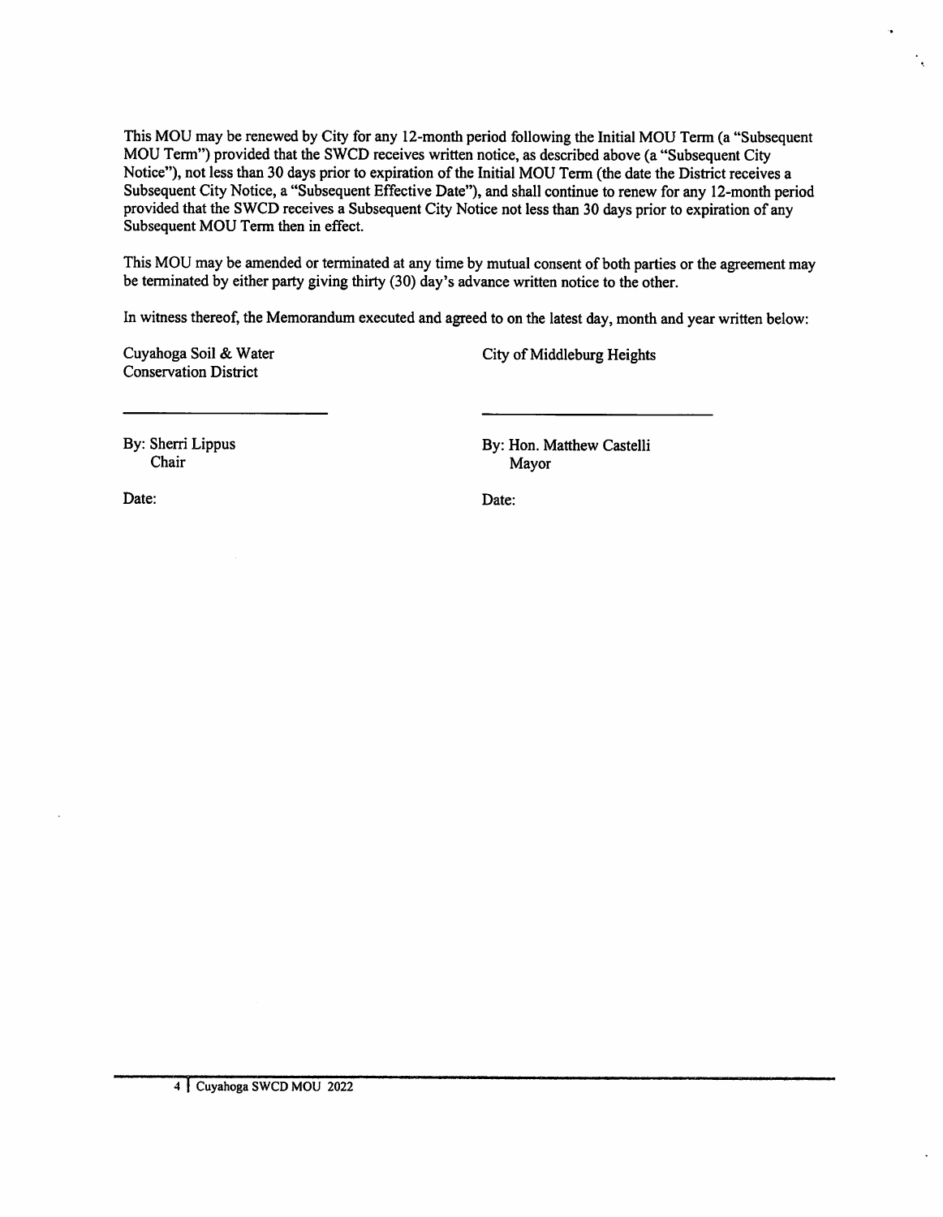This MOU may be renewed by City for any 12-month period following the Initial MOU Term (a "Subsequent MOU Term") provided that the SWCD receives written notice, as described above (a "Subsequent City Notice"), not less than 30 days prior to expiration of the Initial MOU Term (the date the District receives a Subsequent City Notice, a "Subsequent Effective Date"), and shall continue to renew for any 12-month period provided that the SWCD receives a Subsequent City Notice not less than 30 days prior to expiration of any Subsequent MOU Term then in effect.

This MOU may be amended or terminated at any time by mutual consent of both parties or the agreement may be terminated by either party giving thirty (30) day's advance written notice to the other.

In witness thereof, the Memorandum executed and agreed to on the latest day, month and year written below:

| Cuyahoga Soil & Water Conservation District | City of Middleburg Heights |
|---|---|
| \_\_\_\_\_\_\_\_\_\_\_\_\_\_\_\_\_\_\_\_\_\_\_\_ | \_\_\_\_\_\_\_\_\_\_\_\_\_\_\_\_\_\_\_\_\_\_\_\_ |
| By: Sherri Lippus<br>Chair | By: Hon. Matthew Castelli<br>Mayor |
| Date: | Date: |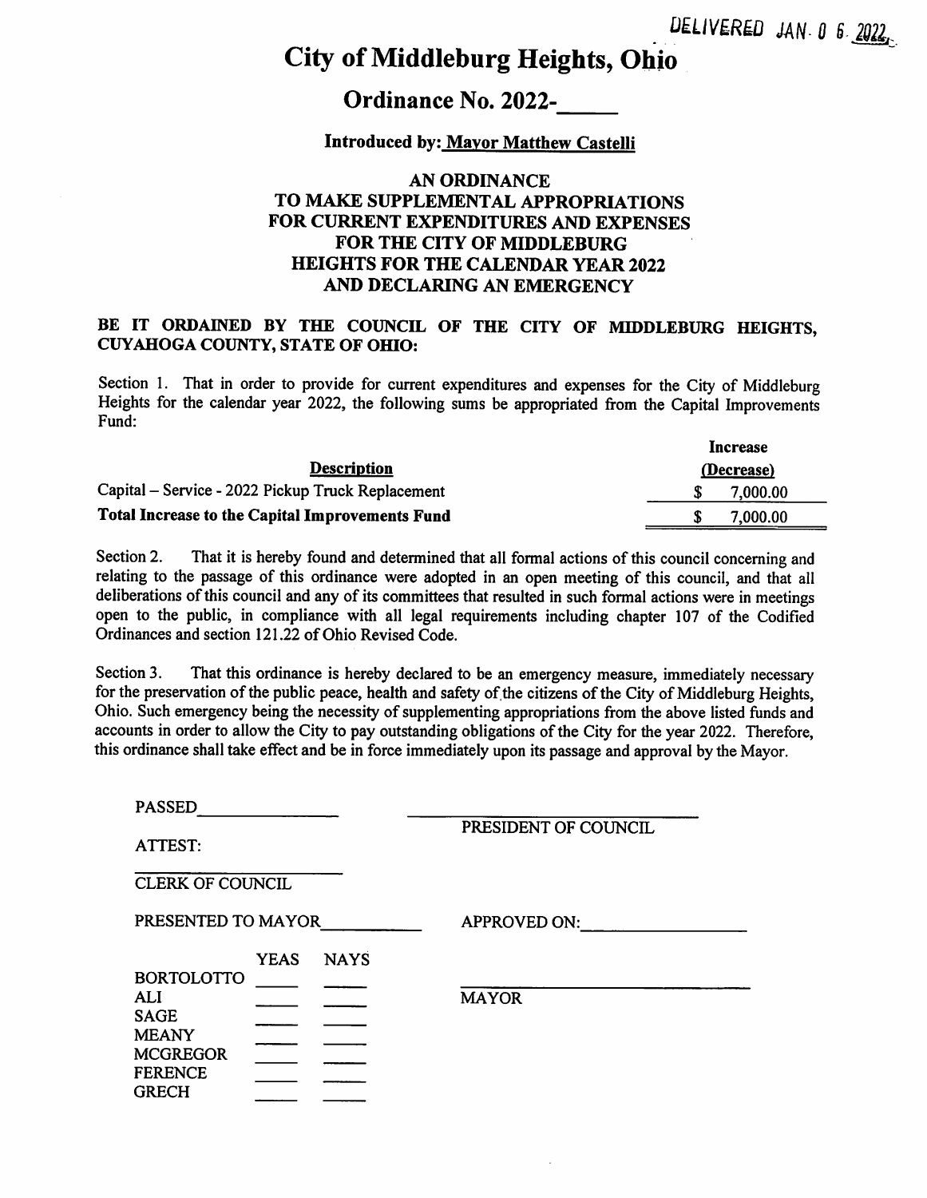DELIVERED JAN 0 6 2022

# City of Middleburg Heights, Ohio

## Ordinance No. 2022-_____

**Introduced by: Mayor Matthew Castelli**

### AN ORDINANCE TO MAKE SUPPLEMENTAL APPROPRIATIONS FOR CURRENT EXPENDITURES AND EXPENSES FOR THE CITY OF MIDDLEBURG HEIGHTS FOR THE CALENDAR YEAR 2022 AND DECLARING AN EMERGENCY

**BE IT ORDAINED BY THE COUNCIL OF THE CITY OF MIDDLEBURG HEIGHTS, CUYAHOGA COUNTY, STATE OF OHIO:**

Section 1. That in order to provide for current expenditures and expenses for the City of Middleburg Heights for the calendar year 2022, the following sums be appropriated from the Capital Improvements Fund:

| Description | Increase (Decrease) |
|---|---|
| Capital – Service - 2022 Pickup Truck Replacement | $ 7,000.00 |
| **Total Increase to the Capital Improvements Fund** | $ 7,000.00 |

Section 2. That it is hereby found and determined that all formal actions of this council concerning and relating to the passage of this ordinance were adopted in an open meeting of this council, and that all deliberations of this council and any of its committees that resulted in such formal actions were in meetings open to the public, in compliance with all legal requirements including chapter 107 of the Codified Ordinances and section 121.22 of Ohio Revised Code.

Section 3. That this ordinance is hereby declared to be an emergency measure, immediately necessary for the preservation of the public peace, health and safety of the citizens of the City of Middleburg Heights, Ohio. Such emergency being the necessity of supplementing appropriations from the above listed funds and accounts in order to allow the City to pay outstanding obligations of the City for the year 2022. Therefore, this ordinance shall take effect and be in force immediately upon its passage and approval by the Mayor.

PASSED_______________ 

_____________________________
PRESIDENT OF COUNCIL

ATTEST:

_____________________
CLERK OF COUNCIL

PRESENTED TO MAYOR__________

APPROVED ON:__________________

| | YEAS | NAYS |
|---|---|---|
| BORTOLOTTO | ____ | ____ |
| ALI | ____ | ____ |
| SAGE | ____ | ____ |
| MEANY | ____ | ____ |
| MCGREGOR | ____ | ____ |
| FERENCE | ____ | ____ |
| GRECH | ____ | ____ |

_____________________________
MAYOR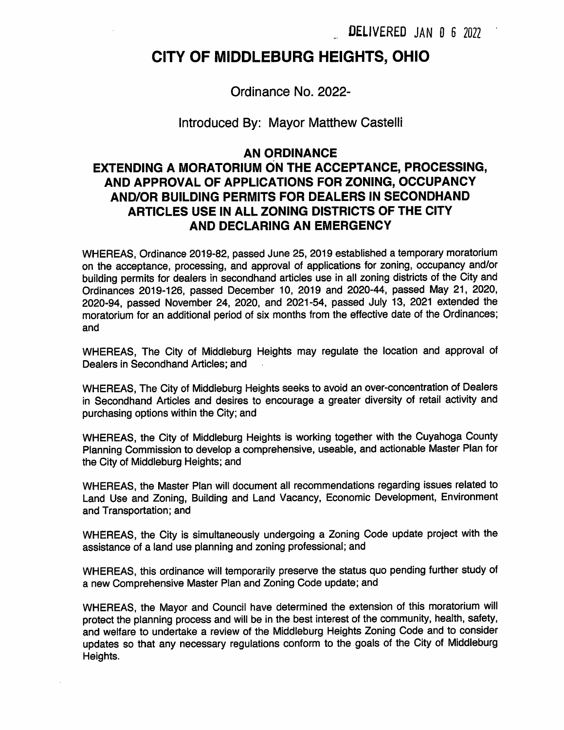DELIVERED JAN 0 6 2022

# CITY OF MIDDLEBURG HEIGHTS, OHIO

Ordinance No. 2022-

Introduced By: Mayor Matthew Castelli

## AN ORDINANCE
## EXTENDING A MORATORIUM ON THE ACCEPTANCE, PROCESSING, AND APPROVAL OF APPLICATIONS FOR ZONING, OCCUPANCY AND/OR BUILDING PERMITS FOR DEALERS IN SECONDHAND ARTICLES USE IN ALL ZONING DISTRICTS OF THE CITY AND DECLARING AN EMERGENCY

WHEREAS, Ordinance 2019-82, passed June 25, 2019 established a temporary moratorium on the acceptance, processing, and approval of applications for zoning, occupancy and/or building permits for dealers in secondhand articles use in all zoning districts of the City and Ordinances 2019-126, passed December 10, 2019 and 2020-44, passed May 21, 2020, 2020-94, passed November 24, 2020, and 2021-54, passed July 13, 2021 extended the moratorium for an additional period of six months from the effective date of the Ordinances; and

WHEREAS, The City of Middleburg Heights may regulate the location and approval of Dealers in Secondhand Articles; and

WHEREAS, The City of Middleburg Heights seeks to avoid an over-concentration of Dealers in Secondhand Articles and desires to encourage a greater diversity of retail activity and purchasing options within the City; and

WHEREAS, the City of Middleburg Heights is working together with the Cuyahoga County Planning Commission to develop a comprehensive, useable, and actionable Master Plan for the City of Middleburg Heights; and

WHEREAS, the Master Plan will document all recommendations regarding issues related to Land Use and Zoning, Building and Land Vacancy, Economic Development, Environment and Transportation; and

WHEREAS, the City is simultaneously undergoing a Zoning Code update project with the assistance of a land use planning and zoning professional; and

WHEREAS, this ordinance will temporarily preserve the status quo pending further study of a new Comprehensive Master Plan and Zoning Code update; and

WHEREAS, the Mayor and Council have determined the extension of this moratorium will protect the planning process and will be in the best interest of the community, health, safety, and welfare to undertake a review of the Middleburg Heights Zoning Code and to consider updates so that any necessary regulations conform to the goals of the City of Middleburg Heights.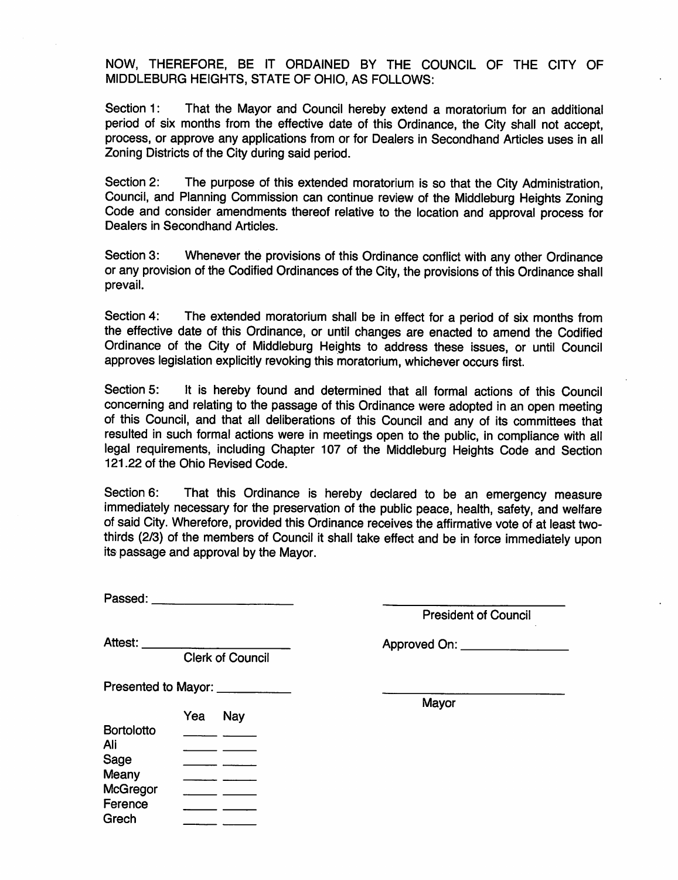NOW, THEREFORE, BE IT ORDAINED BY THE COUNCIL OF THE CITY OF MIDDLEBURG HEIGHTS, STATE OF OHIO, AS FOLLOWS:

Section 1: That the Mayor and Council hereby extend a moratorium for an additional period of six months from the effective date of this Ordinance, the City shall not accept, process, or approve any applications from or for Dealers in Secondhand Articles uses in all Zoning Districts of the City during said period.

Section 2: The purpose of this extended moratorium is so that the City Administration, Council, and Planning Commission can continue review of the Middleburg Heights Zoning Code and consider amendments thereof relative to the location and approval process for Dealers in Secondhand Articles.

Section 3: Whenever the provisions of this Ordinance conflict with any other Ordinance or any provision of the Codified Ordinances of the City, the provisions of this Ordinance shall prevail.

Section 4: The extended moratorium shall be in effect for a period of six months from the effective date of this Ordinance, or until changes are enacted to amend the Codified Ordinance of the City of Middleburg Heights to address these issues, or until Council approves legislation explicitly revoking this moratorium, whichever occurs first.

Section 5: It is hereby found and determined that all formal actions of this Council concerning and relating to the passage of this Ordinance were adopted in an open meeting of this Council, and that all deliberations of this Council and any of its committees that resulted in such formal actions were in meetings open to the public, in compliance with all legal requirements, including Chapter 107 of the Middleburg Heights Code and Section 121.22 of the Ohio Revised Code.

Section 6: That this Ordinance is hereby declared to be an emergency measure immediately necessary for the preservation of the public peace, health, safety, and welfare of said City. Wherefore, provided this Ordinance receives the affirmative vote of at least two-thirds (2/3) of the members of Council it shall take effect and be in force immediately upon its passage and approval by the Mayor.

Passed: ____________________

____________________
President of Council

Attest: ____________________
Clerk of Council

Approved On: ____________________

Presented to Mayor: ____________

____________________
Mayor

| | Yea | Nay |
|---|---|---|
| Bortolotto | ____ | ____ |
| Ali | ____ | ____ |
| Sage | ____ | ____ |
| Meany | ____ | ____ |
| McGregor | ____ | ____ |
| Ference | ____ | ____ |
| Grech | ____ | ____ |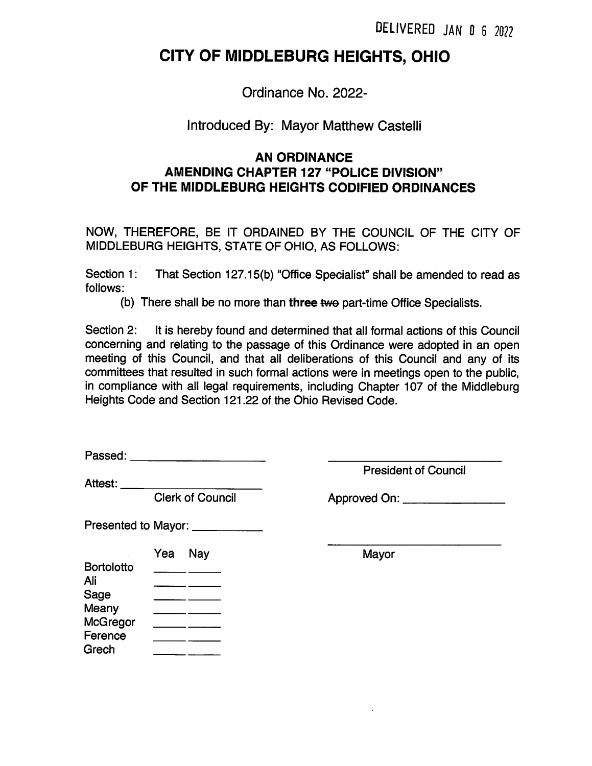DELIVERED JAN 0 6 2022

# CITY OF MIDDLEBURG HEIGHTS, OHIO

Ordinance No. 2022-

Introduced By: Mayor Matthew Castelli

## AN ORDINANCE AMENDING CHAPTER 127 "POLICE DIVISION" OF THE MIDDLEBURG HEIGHTS CODIFIED ORDINANCES

NOW, THEREFORE, BE IT ORDAINED BY THE COUNCIL OF THE CITY OF MIDDLEBURG HEIGHTS, STATE OF OHIO, AS FOLLOWS:

Section 1: That Section 127.15(b) "Office Specialist" shall be amended to read as follows:

(b) There shall be no more than **three** ~~two~~ part-time Office Specialists.

Section 2: It is hereby found and determined that all formal actions of this Council concerning and relating to the passage of this Ordinance were adopted in an open meeting of this Council, and that all deliberations of this Council and any of its committees that resulted in such formal actions were in meetings open to the public, in compliance with all legal requirements, including Chapter 107 of the Middleburg Heights Code and Section 121.22 of the Ohio Revised Code.

Passed: ____________________

Attest: ____________________
Clerk of Council

Presented to Mayor: ____________

____________________
President of Council

Approved On: ____________________

____________________
Mayor

| | Yea | Nay |
|---|---|---|
| Bortolotto | | |
| Ali | | |
| Sage | | |
| Meany | | |
| McGregor | | |
| Ference | | |
| Grech | | |